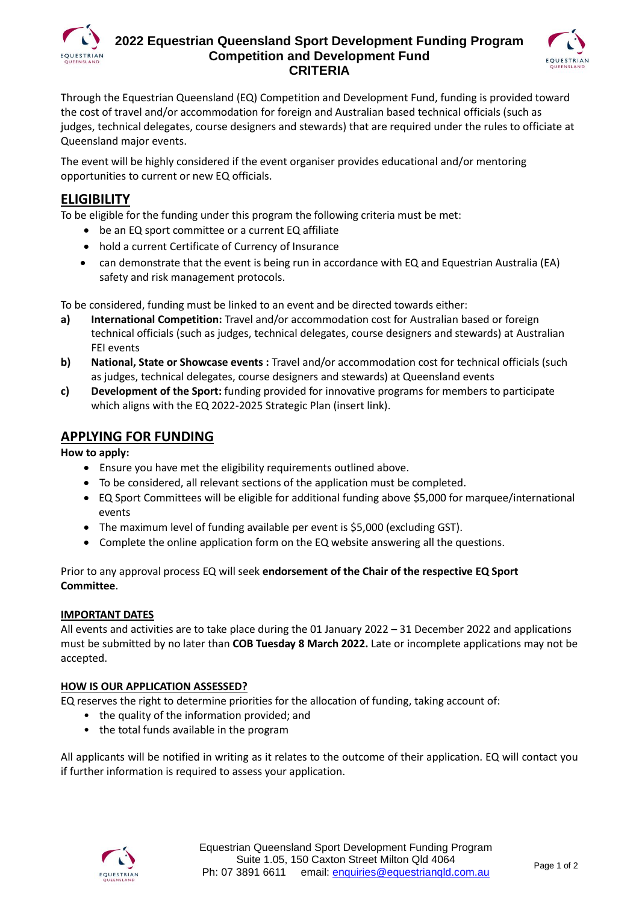# 2022 Equestrian Queensland Sport Development Funding Program
## Competition and Development Fund
## CRITERIA

Through the Equestrian Queensland (EQ) Competition and Development Fund, funding is provided toward the cost of travel and/or accommodation for foreign and Australian based technical officials (such as judges, technical delegates, course designers and stewards) that are required under the rules to officiate at Queensland major events.

The event will be highly considered if the event organiser provides educational and/or mentoring opportunities to current or new EQ officials.

## ELIGIBILITY

To be eligible for the funding under this program the following criteria must be met:

- be an EQ sport committee or a current EQ affiliate
- hold a current Certificate of Currency of Insurance
- can demonstrate that the event is being run in accordance with EQ and Equestrian Australia (EA) safety and risk management protocols.

To be considered, funding must be linked to an event and be directed towards either:

**a)** **International Competition:** Travel and/or accommodation cost for Australian based or foreign technical officials (such as judges, technical delegates, course designers and stewards) at Australian FEI events

**b)** **National, State or Showcase events :** Travel and/or accommodation cost for technical officials (such as judges, technical delegates, course designers and stewards) at Queensland events

**c)** **Development of the Sport:** funding provided for innovative programs for members to participate which aligns with the EQ 2022-2025 Strategic Plan (insert link).

## APPLYING FOR FUNDING

**How to apply:**

- Ensure you have met the eligibility requirements outlined above.
- To be considered, all relevant sections of the application must be completed.
- EQ Sport Committees will be eligible for additional funding above $5,000 for marquee/international events
- The maximum level of funding available per event is $5,000 (excluding GST).
- Complete the online application form on the EQ website answering all the questions.

Prior to any approval process EQ will seek **endorsement of the Chair of the respective EQ Sport Committee**.

### IMPORTANT DATES

All events and activities are to take place during the 01 January 2022 – 31 December 2022 and applications must be submitted by no later than **COB Tuesday 8 March 2022.** Late or incomplete applications may not be accepted.

### HOW IS OUR APPLICATION ASSESSED?

EQ reserves the right to determine priorities for the allocation of funding, taking account of:

- the quality of the information provided; and
- the total funds available in the program

All applicants will be notified in writing as it relates to the outcome of their application. EQ will contact you if further information is required to assess your application.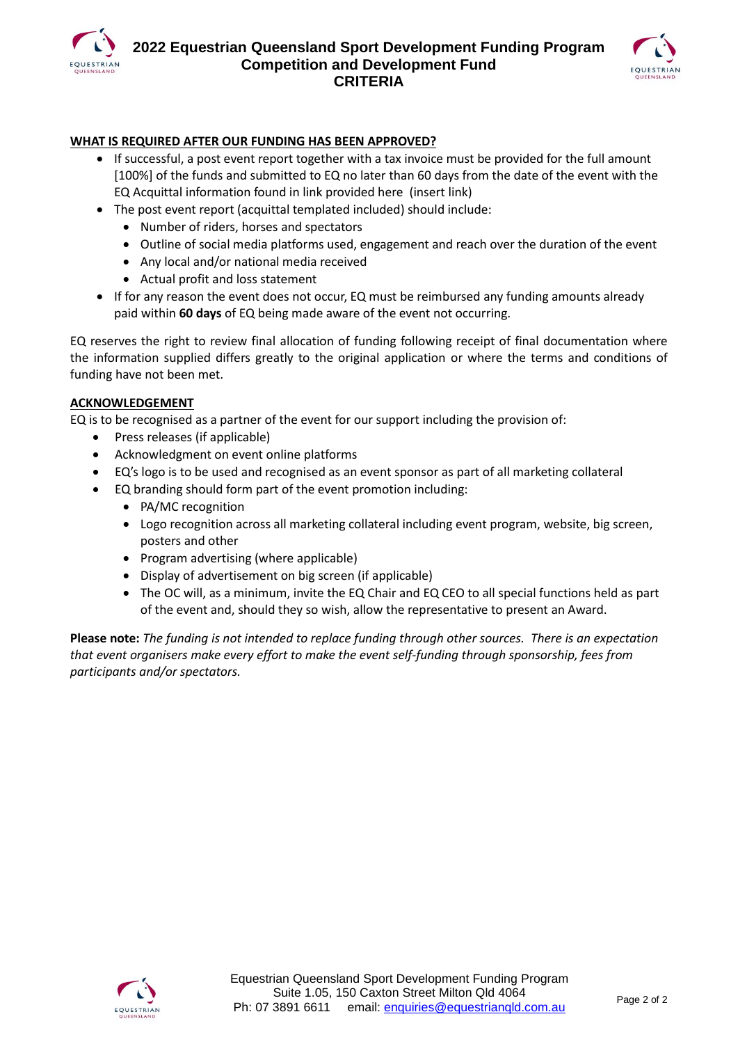## WHAT IS REQUIRED AFTER OUR FUNDING HAS BEEN APPROVED?

- If successful, a post event report together with a tax invoice must be provided for the full amount [100%] of the funds and submitted to EQ no later than 60 days from the date of the event with the EQ Acquittal information found in link provided here (insert link)
- The post event report (acquittal templated included) should include:
  - Number of riders, horses and spectators
  - Outline of social media platforms used, engagement and reach over the duration of the event
  - Any local and/or national media received
  - Actual profit and loss statement
- If for any reason the event does not occur, EQ must be reimbursed any funding amounts already paid within **60 days** of EQ being made aware of the event not occurring.

EQ reserves the right to review final allocation of funding following receipt of final documentation where the information supplied differs greatly to the original application or where the terms and conditions of funding have not been met.

## ACKNOWLEDGEMENT

EQ is to be recognised as a partner of the event for our support including the provision of:

- Press releases (if applicable)
- Acknowledgment on event online platforms
- EQ's logo is to be used and recognised as an event sponsor as part of all marketing collateral
- EQ branding should form part of the event promotion including:
  - PA/MC recognition
  - Logo recognition across all marketing collateral including event program, website, big screen, posters and other
  - Program advertising (where applicable)
  - Display of advertisement on big screen (if applicable)
  - The OC will, as a minimum, invite the EQ Chair and EQ CEO to all special functions held as part of the event and, should they so wish, allow the representative to present an Award.

**Please note:** *The funding is not intended to replace funding through other sources. There is an expectation that event organisers make every effort to make the event self-funding through sponsorship, fees from participants and/or spectators.*